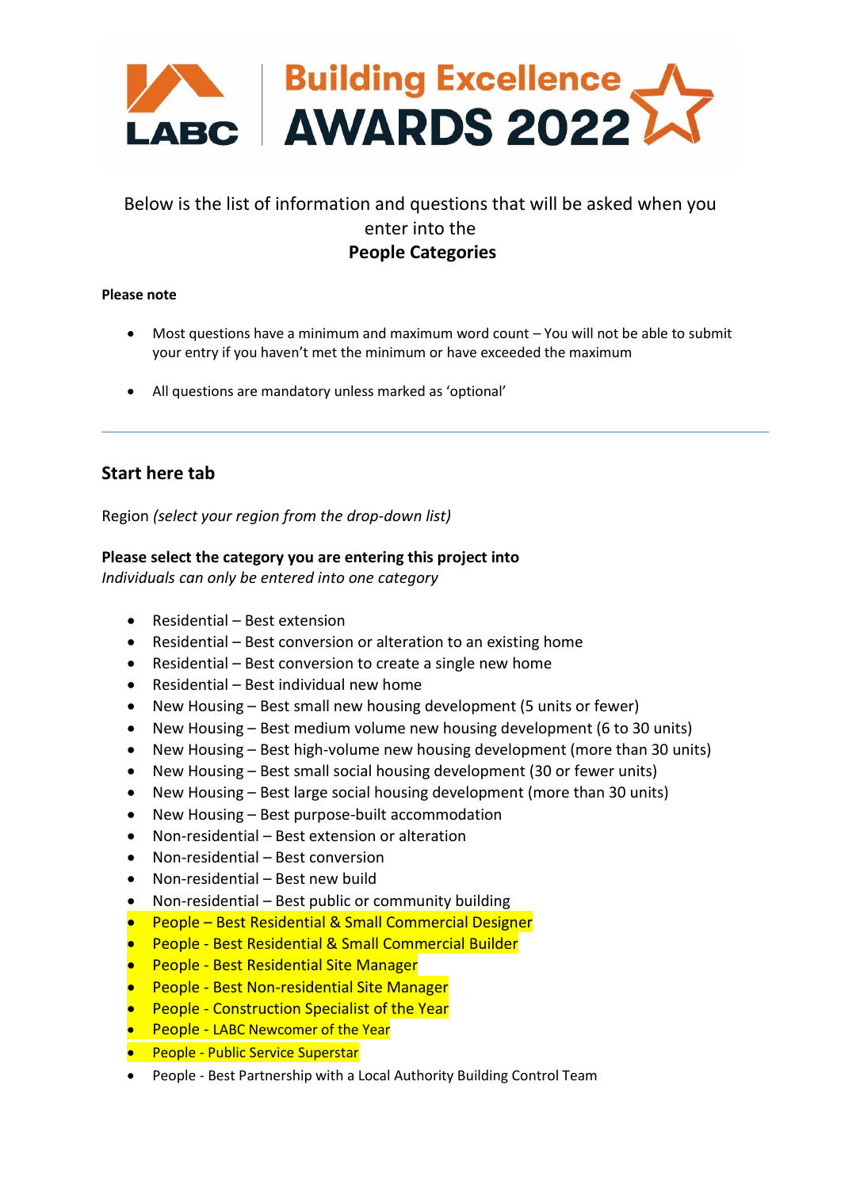LABC | Building Excellence AWARDS 2022

Below is the list of information and questions that will be asked when you enter into the

**People Categories**

**Please note**

- Most questions have a minimum and maximum word count – You will not be able to submit your entry if you haven't met the minimum or have exceeded the maximum
- All questions are mandatory unless marked as 'optional'

---

## Start here tab

Region *(select your region from the drop-down list)*

**Please select the category you are entering this project into**

*Individuals can only be entered into one category*

- Residential – Best extension
- Residential – Best conversion or alteration to an existing home
- Residential – Best conversion to create a single new home
- Residential – Best individual new home
- New Housing – Best small new housing development (5 units or fewer)
- New Housing – Best medium volume new housing development (6 to 30 units)
- New Housing – Best high-volume new housing development (more than 30 units)
- New Housing – Best small social housing development (30 or fewer units)
- New Housing – Best large social housing development (more than 30 units)
- New Housing – Best purpose-built accommodation
- Non-residential – Best extension or alteration
- Non-residential – Best conversion
- Non-residential – Best new build
- Non-residential – Best public or community building
- People – Best Residential & Small Commercial Designer
- People - Best Residential & Small Commercial Builder
- People - Best Residential Site Manager
- People - Best Non-residential Site Manager
- People - Construction Specialist of the Year
- People - LABC Newcomer of the Year
- People - Public Service Superstar
- People - Best Partnership with a Local Authority Building Control Team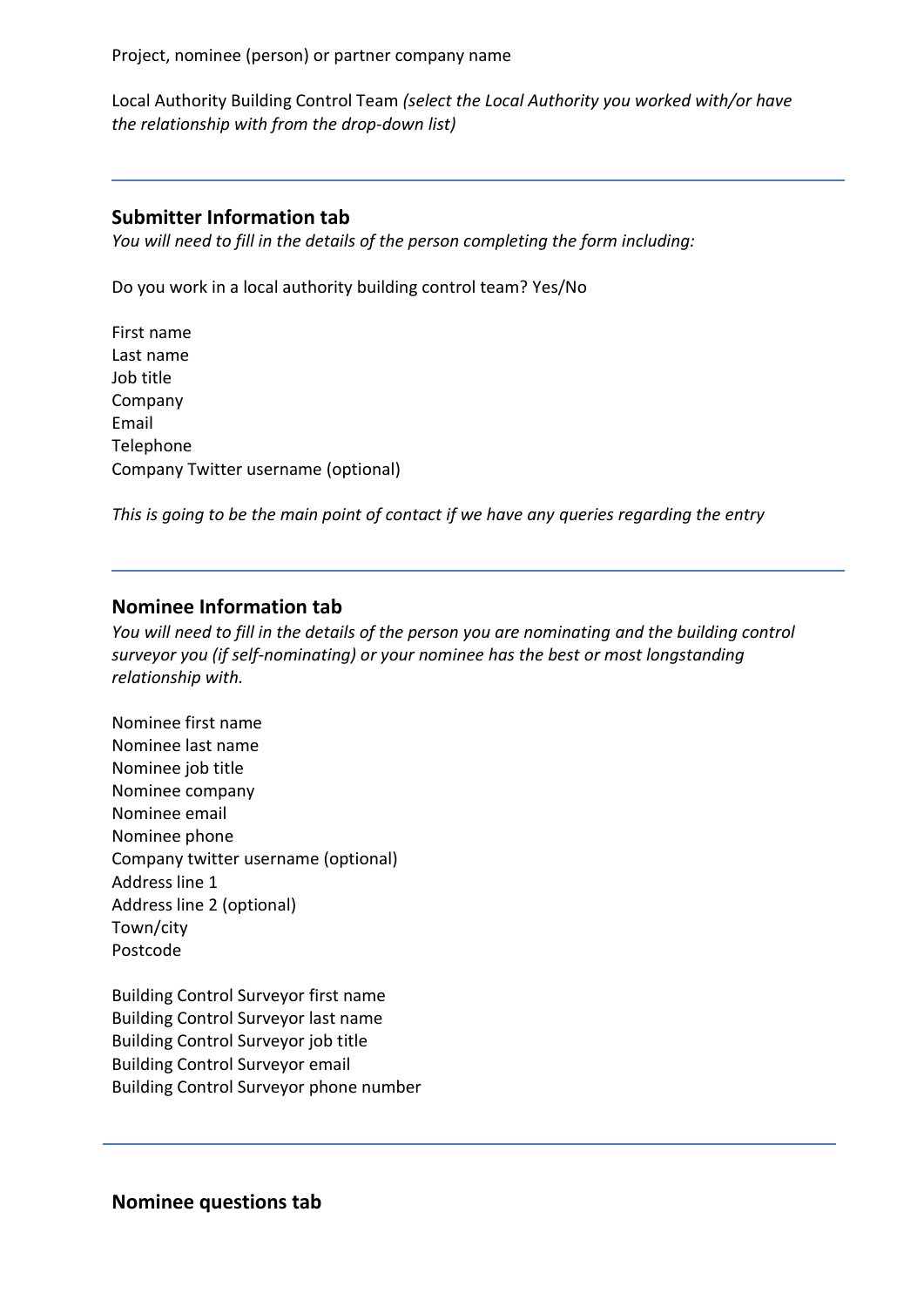Project, nominee (person) or partner company name

Local Authority Building Control Team *(select the Local Authority you worked with/or have the relationship with from the drop-down list)*

---

### Submitter Information tab

*You will need to fill in the details of the person completing the form including:*

Do you work in a local authority building control team? Yes/No

First name
Last name
Job title
Company
Email
Telephone
Company Twitter username (optional)

*This is going to be the main point of contact if we have any queries regarding the entry*

---

### Nominee Information tab

*You will need to fill in the details of the person you are nominating and the building control surveyor you (if self-nominating) or your nominee has the best or most longstanding relationship with.*

Nominee first name
Nominee last name
Nominee job title
Nominee company
Nominee email
Nominee phone
Company twitter username (optional)
Address line 1
Address line 2 (optional)
Town/city
Postcode

Building Control Surveyor first name
Building Control Surveyor last name
Building Control Surveyor job title
Building Control Surveyor email
Building Control Surveyor phone number

---

### Nominee questions tab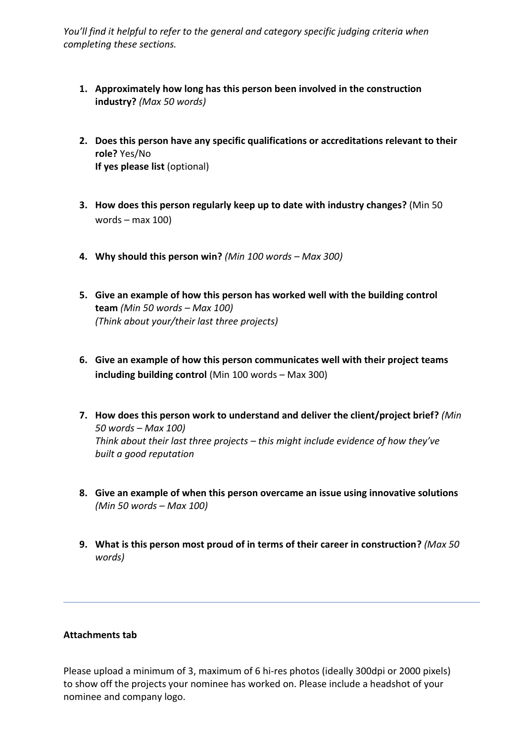*You'll find it helpful to refer to the general and category specific judging criteria when completing these sections.*

1. **Approximately how long has this person been involved in the construction industry?** *(Max 50 words)*

2. **Does this person have any specific qualifications or accreditations relevant to their role?** Yes/No
   **If yes please list** (optional)

3. **How does this person regularly keep up to date with industry changes?** (Min 50 words – max 100)

4. **Why should this person win?** *(Min 100 words – Max 300)*

5. **Give an example of how this person has worked well with the building control team** *(Min 50 words – Max 100)*
   *(Think about your/their last three projects)*

6. **Give an example of how this person communicates well with their project teams including building control** (Min 100 words – Max 300)

7. **How does this person work to understand and deliver the client/project brief?** *(Min 50 words – Max 100)*
   *Think about their last three projects – this might include evidence of how they've built a good reputation*

8. **Give an example of when this person overcame an issue using innovative solutions** *(Min 50 words – Max 100)*

9. **What is this person most proud of in terms of their career in construction?** *(Max 50 words)*

---

**Attachments tab**

Please upload a minimum of 3, maximum of 6 hi-res photos (ideally 300dpi or 2000 pixels) to show off the projects your nominee has worked on. Please include a headshot of your nominee and company logo.